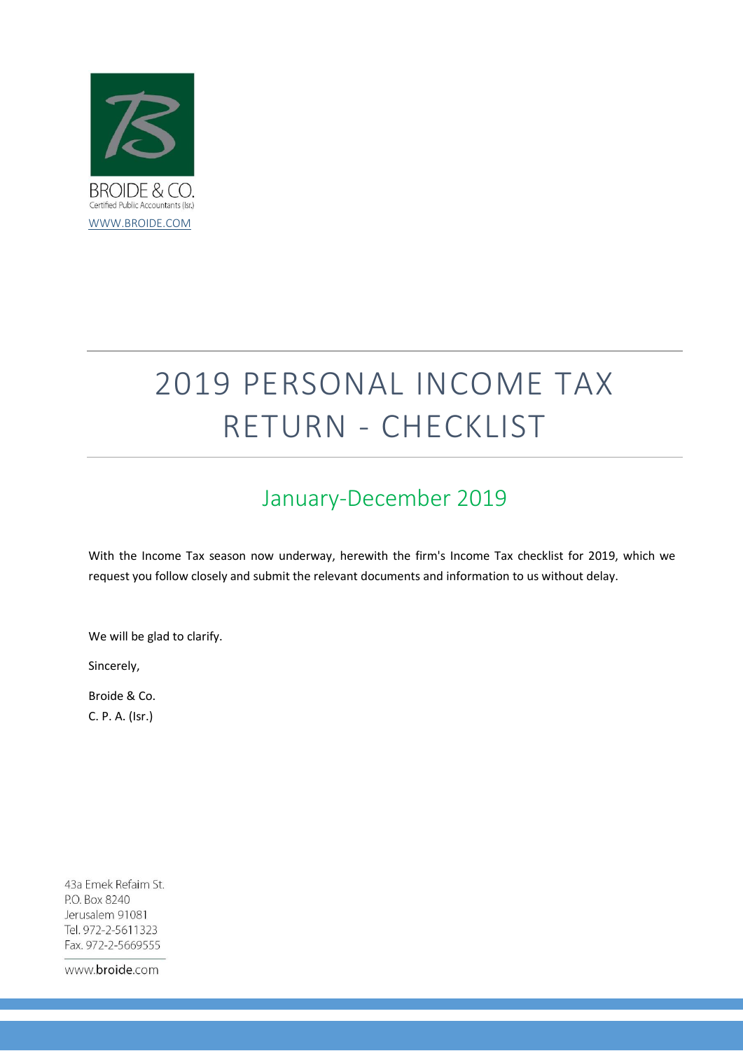BROIDE & CO.
Certified Public Accountants (Isr.)
WWW.BROIDE.COM

# 2019 PERSONAL INCOME TAX RETURN - CHECKLIST

## January-December 2019

With the Income Tax season now underway, herewith the firm's Income Tax checklist for 2019, which we request you follow closely and submit the relevant documents and information to us without delay.

We will be glad to clarify.

Sincerely,

Broide & Co.
C. P. A. (Isr.)

43a Emek Refaim St.
P.O. Box 8240
Jerusalem 91081
Tel. 972-2-5611323
Fax. 972-2-5669555

www.broide.com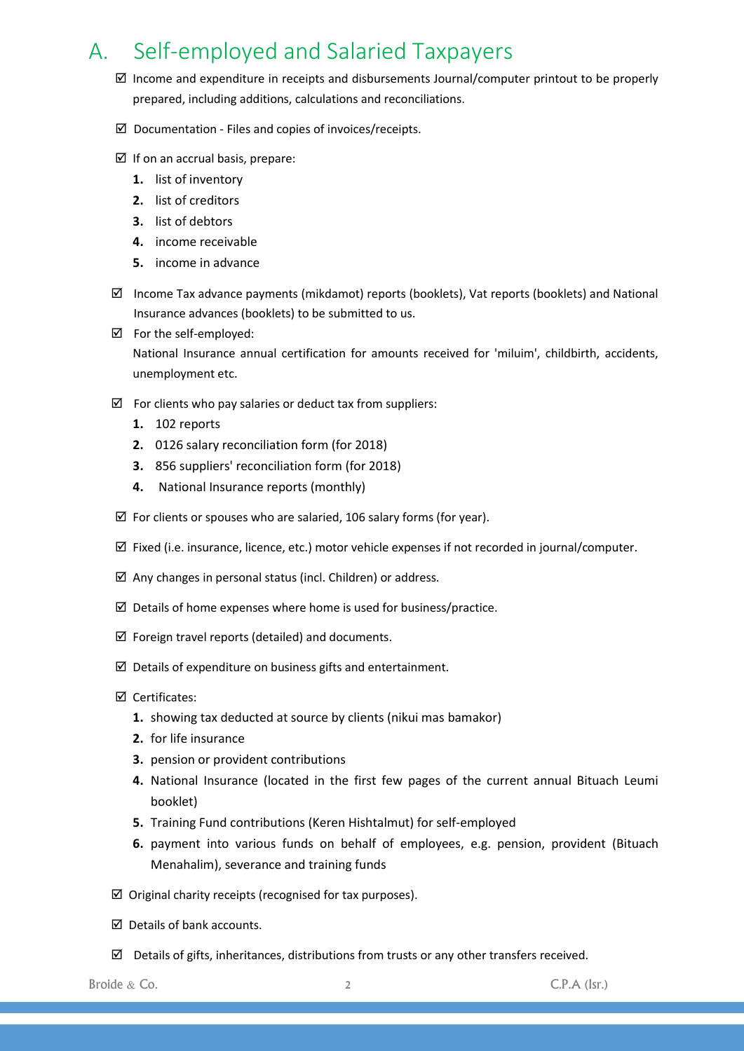## A. Self-employed and Salaried Taxpayers

- ☑ Income and expenditure in receipts and disbursements Journal/computer printout to be properly prepared, including additions, calculations and reconciliations.
- ☑ Documentation - Files and copies of invoices/receipts.
- ☑ If on an accrual basis, prepare:
    1. list of inventory
    2. list of creditors
    3. list of debtors
    4. income receivable
    5. income in advance
- ☑ Income Tax advance payments (mikdamot) reports (booklets), Vat reports (booklets) and National Insurance advances (booklets) to be submitted to us.
- ☑ For the self-employed:
  National Insurance annual certification for amounts received for 'miluim', childbirth, accidents, unemployment etc.
- ☑ For clients who pay salaries or deduct tax from suppliers:
    1. 102 reports
    2. 0126 salary reconciliation form (for 2018)
    3. 856 suppliers' reconciliation form (for 2018)
    4. National Insurance reports (monthly)
- ☑ For clients or spouses who are salaried, 106 salary forms (for year).
- ☑ Fixed (i.e. insurance, licence, etc.) motor vehicle expenses if not recorded in journal/computer.
- ☑ Any changes in personal status (incl. Children) or address.
- ☑ Details of home expenses where home is used for business/practice.
- ☑ Foreign travel reports (detailed) and documents.
- ☑ Details of expenditure on business gifts and entertainment.
- ☑ Certificates:
    1. showing tax deducted at source by clients (nikui mas bamakor)
    2. for life insurance
    3. pension or provident contributions
    4. National Insurance (located in the first few pages of the current annual Bituach Leumi booklet)
    5. Training Fund contributions (Keren Hishtalmut) for self-employed
    6. payment into various funds on behalf of employees, e.g. pension, provident (Bituach Menahalim), severance and training funds
- ☑ Original charity receipts (recognised for tax purposes).
- ☑ Details of bank accounts.
- ☑ Details of gifts, inheritances, distributions from trusts or any other transfers received.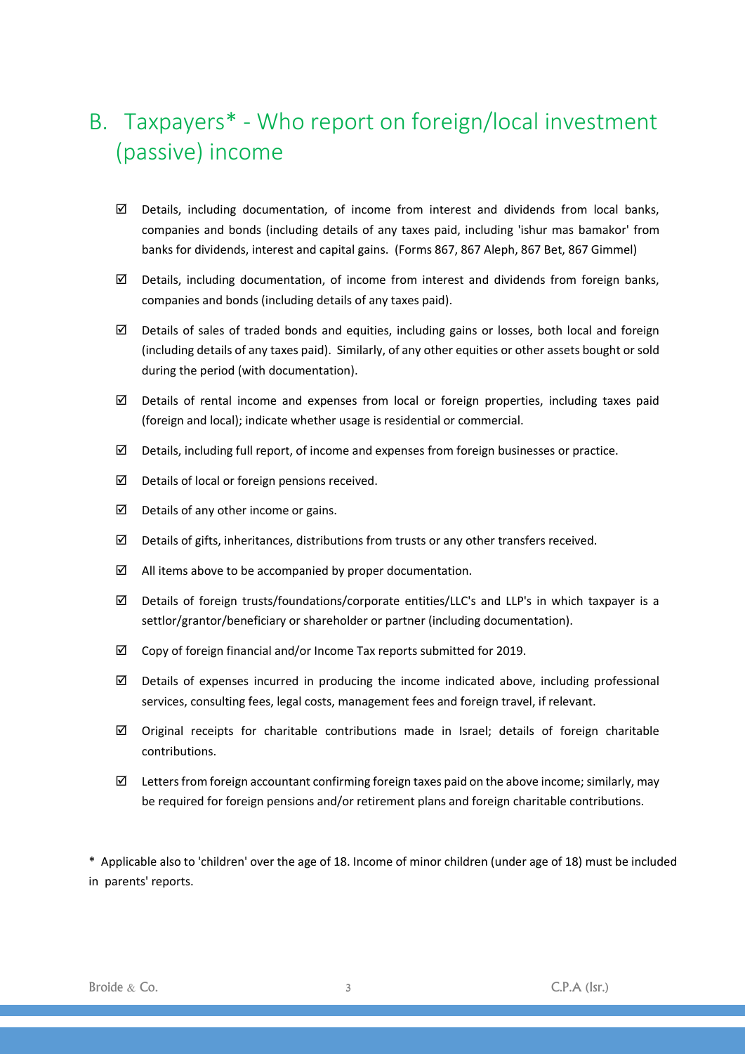## B. Taxpayers* - Who report on foreign/local investment (passive) income

- ☑ Details, including documentation, of income from interest and dividends from local banks, companies and bonds (including details of any taxes paid, including 'ishur mas bamakor' from banks for dividends, interest and capital gains. (Forms 867, 867 Aleph, 867 Bet, 867 Gimmel)
- ☑ Details, including documentation, of income from interest and dividends from foreign banks, companies and bonds (including details of any taxes paid).
- ☑ Details of sales of traded bonds and equities, including gains or losses, both local and foreign (including details of any taxes paid). Similarly, of any other equities or other assets bought or sold during the period (with documentation).
- ☑ Details of rental income and expenses from local or foreign properties, including taxes paid (foreign and local); indicate whether usage is residential or commercial.
- ☑ Details, including full report, of income and expenses from foreign businesses or practice.
- ☑ Details of local or foreign pensions received.
- ☑ Details of any other income or gains.
- ☑ Details of gifts, inheritances, distributions from trusts or any other transfers received.
- ☑ All items above to be accompanied by proper documentation.
- ☑ Details of foreign trusts/foundations/corporate entities/LLC's and LLP's in which taxpayer is a settlor/grantor/beneficiary or shareholder or partner (including documentation).
- ☑ Copy of foreign financial and/or Income Tax reports submitted for 2019.
- ☑ Details of expenses incurred in producing the income indicated above, including professional services, consulting fees, legal costs, management fees and foreign travel, if relevant.
- ☑ Original receipts for charitable contributions made in Israel; details of foreign charitable contributions.
- ☑ Letters from foreign accountant confirming foreign taxes paid on the above income; similarly, may be required for foreign pensions and/or retirement plans and foreign charitable contributions.

* Applicable also to 'children' over the age of 18. Income of minor children (under age of 18) must be included in parents' reports.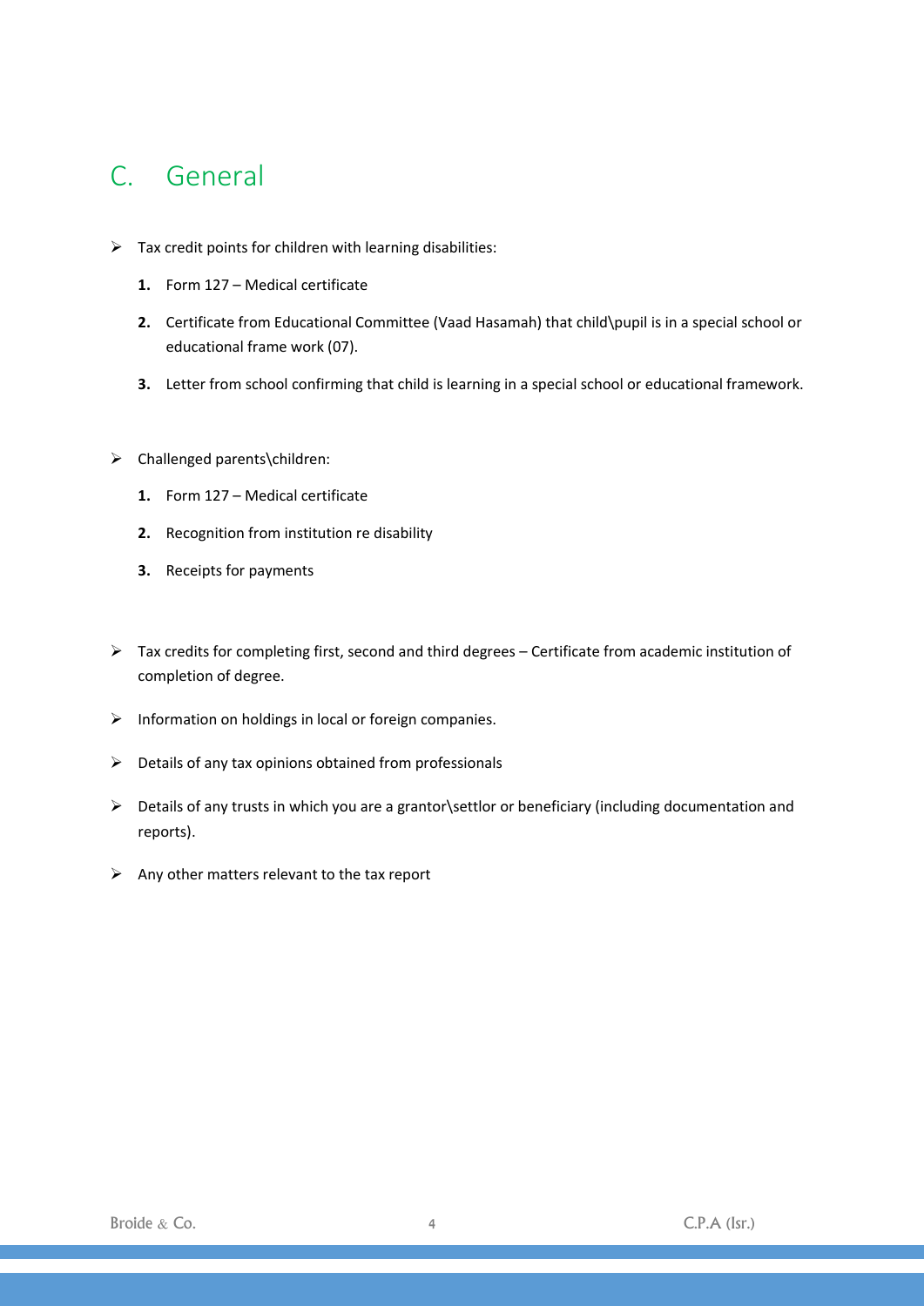## C. General

- Tax credit points for children with learning disabilities:
  1. Form 127 – Medical certificate
  2. Certificate from Educational Committee (Vaad Hasamah) that child\pupil is in a special school or educational frame work (07).
  3. Letter from school confirming that child is learning in a special school or educational framework.

- Challenged parents\children:
  1. Form 127 – Medical certificate
  2. Recognition from institution re disability
  3. Receipts for payments

- Tax credits for completing first, second and third degrees – Certificate from academic institution of completion of degree.
- Information on holdings in local or foreign companies.
- Details of any tax opinions obtained from professionals
- Details of any trusts in which you are a grantor\settlor or beneficiary (including documentation and reports).
- Any other matters relevant to the tax report